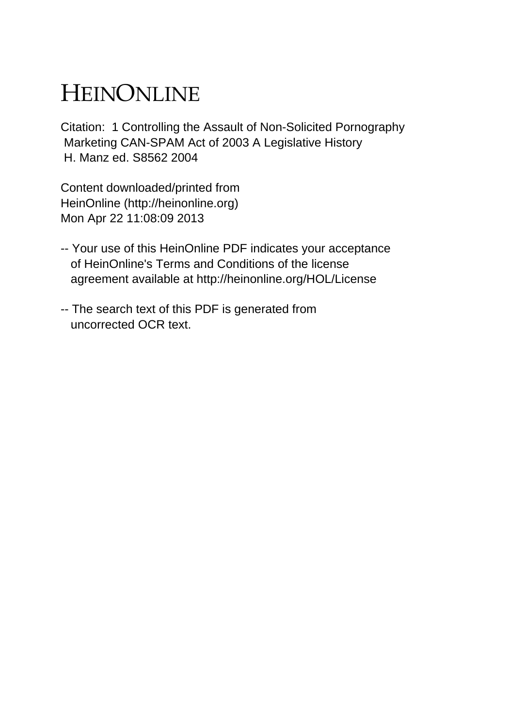# HEINONLINE

Citation: 1 Controlling the Assault of Non-Solicited Pornography Marketing CAN-SPAM Act of 2003 A Legislative History H. Manz ed. S8562 2004

Content downloaded/printed from HeinOnline (http://heinonline.org)
Mon Apr 22 11:08:09 2013

-- Your use of this HeinOnline PDF indicates your acceptance of HeinOnline's Terms and Conditions of the license agreement available at http://heinonline.org/HOL/License

-- The search text of this PDF is generated from uncorrected OCR text.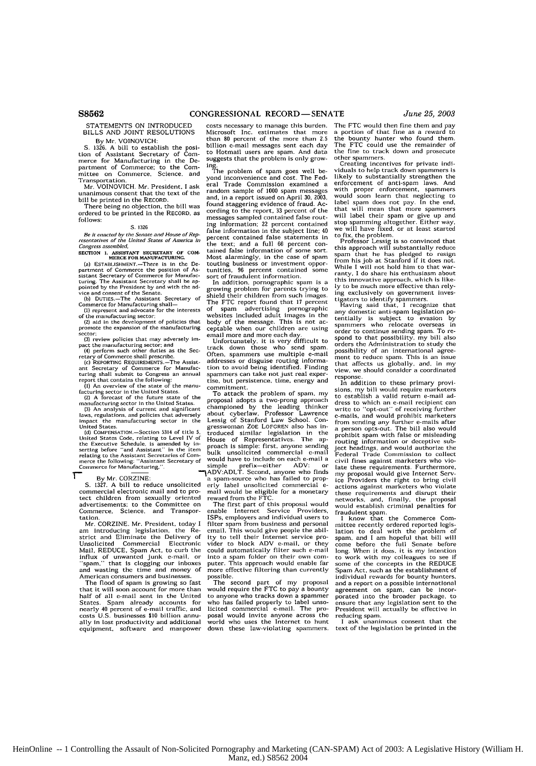## STATEMENTS ON INTRODUCED BILLS AND JOINT RESOLUTIONS

By Mr. VOINOVICH:

S. 1326. A bill to establish the position of Assistant Secretary of Commerce for Manufacturing in the Department of Commerce; to the Committee on Commerce, Science, and Transportation.

Mr. VOINOVICH. Mr. President, I ask unanimous consent that the text of the bill be printed in the RECORD.

There being no objection, the bill was ordered to be printed in the RECORD, as follows:

S. 1326

*Be it enacted by the Senate and House of Representatives of the United States of America in Congress assembled,*

**SECTION 1. ASSISTANT SECRETARY OF COMMERCE FOR MANUFACTURING.**

(a) ESTABLISHMENT.—There is in the Department of Commerce the position of Assistant Secretary of Commerce for Manufacturing. The Assistant Secretary shall be appointed by the President by and with the advice and consent of the Senate.

(b) DUTIES.—The Assistant Secretary of Commerce for Manufacturing shall—

(1) represent and advocate for the interests of the manufacturing sector;

(2) aid in the development of policies that promote the expansion of the manufacturing sector;

(3) review policies that may adversely impact the manufacturing sector; and

(4) perform such other duties as the Secretary of Commerce shall prescribe.

(c) REPORTING REQUIREMENTS.—The Assistant Secretary of Commerce for Manufacturing shall submit to Congress an annual report that contains the following:

(1) An overview of the state of the manufacturing sector in the United States.

(2) A forecast of the future state of the manufacturing sector in the United States.

(3) An analysis of current and significant laws, regulations, and policies that adversely impact the manufacturing sector in the United States.

(d) COMPENSATION.—Section 5314 of title 5, United States Code, relating to Level IV of the Executive Schedule, is amended by inserting before "and Assistant" in the item relating to the Assistant Secretaries of Commerce the following: "Assistant Secretary of Commerce for Manufacturing,".

---

By Mr. CORZINE:

S. 1327. A bill to reduce unsolicited commercial electronic mail and to protect children from sexually oriented advertisements; to the Committee on Commerce, Science, and Transportation.

Mr. CORZINE. Mr. President, today I am introducing legislation, the Restrict and Eliminate the Delivery of Unsolicited Commercial Electronic Mail, REDUCE, Spam Act, to curb the influx of unwanted junk e-mail, or "spam," that is clogging our inboxes and wasting the time and money of American consumers and businesses.

The flood of spam is growing so fast that it will soon account for more than half of all e-mail sent in the United States. Spam already accounts for nearly 40 percent of e-mail traffic, and costs U.S. businesses $10 billion annually in lost productivity and additional equipment, software and manpower costs necessary to manage this burden. Microsoft Inc. estimates that more than 80 percent of the more than 2.5 billion e-mail messages sent each day to Hotmail users are spam. And data suggests that the problem is only growing.

The problem of spam goes well beyond inconvenience and cost. The Federal Trade Commission examined a random sample of 1000 spam messages and, in a report issued on April 30, 2003, found staggering evidence of fraud. According to the report, 33 percent of the messages sampled contained false routing information; 22 percent contained false information in the subject line; 40 percent contained false statements in the text; and a full 66 percent contained false information of some sort. Most alarmingly, in the case of spam touting business or investment opportunities, 96 percent contained some sort of fraudulent information.

In addition, pornographic spam is a growing problem for parents trying to shield their children from such images. The FTC report found that 17 percent of spam advertising pornographic websites included adult images in the body of the message. This is not acceptable when our children are using email more and more each day.

Unfortunately, it is very difficult to track down those who send spam. Often, spammers use multiple e-mail addresses or disguise routing information to avoid being identified. Finding spammers can take not just real expertise, but persistence, time, energy and commitment.

To attack the problem of spam, my proposal adopts a two-prong approach championed by the leading thinker about cyberlaw, Professor Lawrence Lessig of Stanford Law School. Congresswoman ZOE LOFGREN also has introduced similar legislation in the House of Representatives. The approach is simple: first, anyone sending bulk unsolicited commercial e-mail would have to include on each e-mail a simple prefix—either ADV: or ADV:ADLT. Second, anyone who finds a spam-source who has failed to properly label unsolicited commercial e-mail would be eligible for a monetary reward from the FTC.

The first part of this proposal would enable Internet Service Providers, ISPs, employers and individual users to filter spam from business and personal email. This would give people the ability to tell their Internet service provider to block ADV e-mail, or they could automatically filter such e-mail into a spam folder on their own computer. This approach would enable far more effective filtering than currently possible.

The second part of my proposal would require the FTC to pay a bounty to anyone who tracks down a spammer who has failed properly to label unsolicited commercial e-mail. The proposal would invite anyone across the world who uses the Internet to hunt down these law-violating spammers. The FTC would then fine them and pay a portion of that fine as a reward to the bounty hunter who found them. The FTC could use the remainder of the fine to track down and prosecute other spammers.

Creating incentives for private individuals to help track down spammers is likely to substantially strengthen the enforcement of anti-spam laws. And with proper enforcement, spammers would soon learn that neglecting to label spam does not pay. In the end, that will mean that more spammers will label their spam or give up and stop spamming altogether. Either way, we will have fixed, or at least started to fix, the problem.

Professor Lessig is so convinced that this approach will substantially reduce spam that he has pledged to resign from his job at Stanford if it does not. While I will not hold him to that warranty, I do share his enthusiasm about this innovative approach, which is likely to be much more effective than relying exclusively on government investigators to identify spammers.

Having said that, I recognize that any domestic anti-spam legislation potentially is subject to evasion by spammers who relocate overseas in order to continue sending spam. To respond to that possibility, my bill also orders the Administration to study the possibility of an international agreement to reduce spam. This is an issue that affects us globally, and, in my view, we should consider a coordinated response.

In addition to these primary provisions, my bill would require marketers to establish a valid return e-mail address to which an e-mail recipient can write to "opt-out" of receiving further e-mails, and would prohibit marketers from sending any further e-mails after a person opts-out. The bill also would prohibit spam with false or misleading routing information or deceptive subject headings, and would authorize the Federal Trade Commission to collect civil fines against marketers who violate these requirements. Furthermore, my proposal would give Internet Service Providers the right to bring civil actions against marketers who violate these requirements and disrupt their networks, and, finally, the proposal would establish criminal penalties for fraudulent spam.

I know that the Commerce Committee recently ordered reported legislation to deal with the problem of spam, and I am hopeful that bill will come before the full Senate before long. When it does, it is my intention to work with my colleagues to see if some of the concepts in the REDUCE Spam Act, such as the establishment of individual rewards for bounty hunters, and a report on a possible international agreement on spam, can be incorporated into the broader package, to ensure that any legislation sent to the President will actually be effective in reducing spam.

I ask unanimous consent that the text of the legislation be printed in the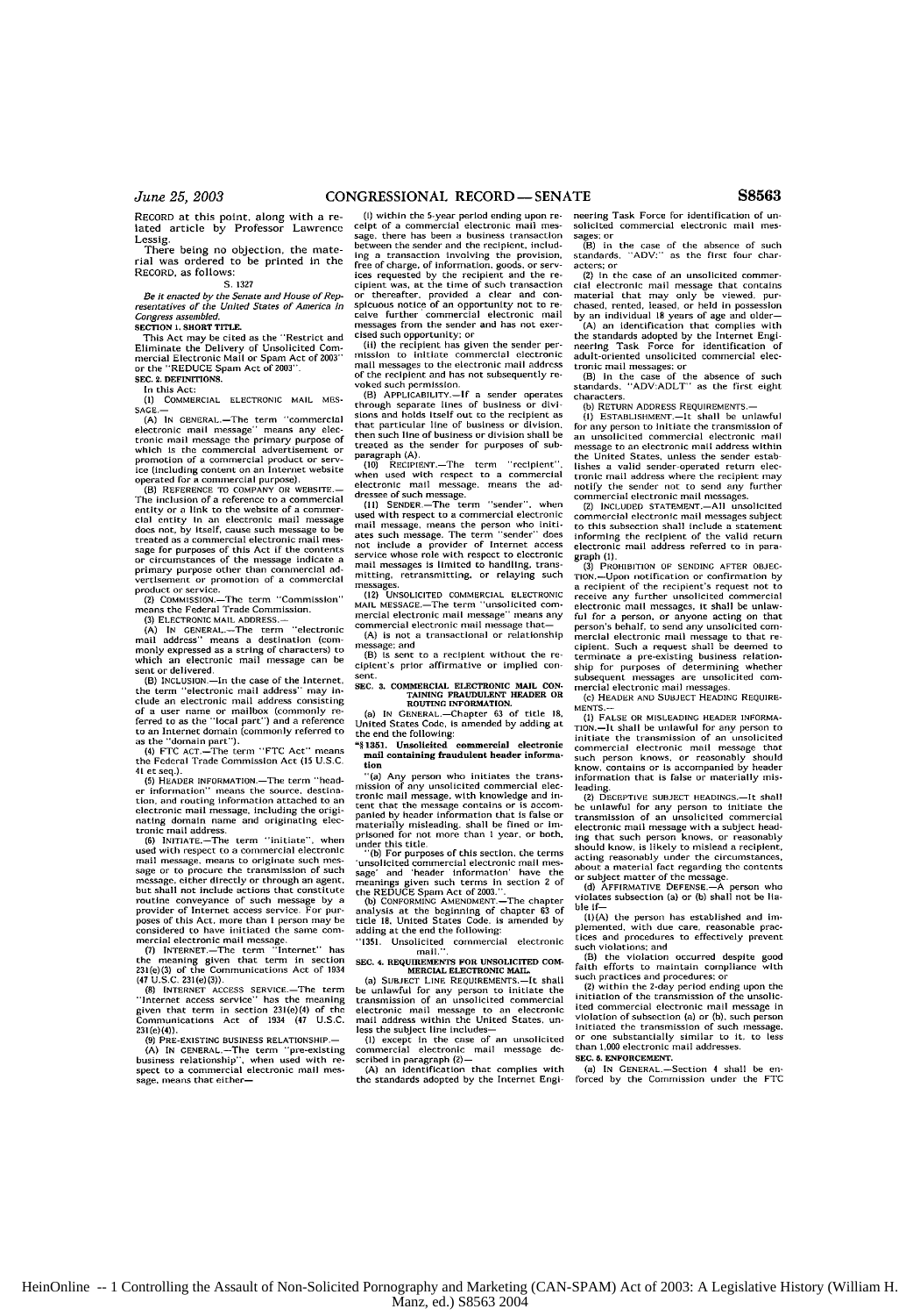RECORD at this point, along with a related article by Professor Lawrence Lessig.

There being no objection, the material was ordered to be printed in the RECORD, as follows:

S. 1327

*Be it enacted by the Senate and House of Representatives of the United States of America in Congress assembled,*

**SECTION 1. SHORT TITLE.**

This Act may be cited as the "Restrict and Eliminate the Delivery of Unsolicited Commercial Electronic Mail or Spam Act of 2003" or the "REDUCE Spam Act of 2003".

**SEC. 2. DEFINITIONS.**

In this Act:

(1) COMMERCIAL ELECTRONIC MAIL MESSAGE.—

(A) IN GENERAL.—The term "commercial electronic mail message" means any electronic mail message the primary purpose of which is the commercial advertisement or promotion of a commercial product or service (including content on an Internet website operated for a commercial purpose).

(B) REFERENCE TO COMPANY OR WEBSITE.—The inclusion of a reference to a commercial entity or a link to the website of a commercial entity in an electronic mail message does not, by itself, cause such message to be treated as a commercial electronic mail message for purposes of this Act if the contents or circumstances of the message indicate a primary purpose other than commercial advertisement or promotion of a commercial product or service.

(2) COMMISSION.—The term "Commission" means the Federal Trade Commission.

(3) ELECTRONIC MAIL ADDRESS.—

(A) IN GENERAL.—The term "electronic mail address" means a destination (commonly expressed as a string of characters) to which an electronic mail message can be sent or delivered.

(B) INCLUSION.—In the case of the Internet, the term "electronic mail address" may include an electronic mail address consisting of a user name or mailbox (commonly referred to as the "local part") and a reference to an Internet domain (commonly referred to as the "domain part").

(4) FTC ACT.—The term "FTC Act" means the Federal Trade Commission Act (15 U.S.C. 41 et seq.).

(5) HEADER INFORMATION.—The term "header information" means the source, destination, and routing information attached to an electronic mail message, including the originating domain name and originating electronic mail address.

(6) INITIATE.—The term "initiate", when used with respect to a commercial electronic mail message, means to originate such message or to procure the transmission of such message, either directly or through an agent, but shall not include actions that constitute routine conveyance of such message by a provider of Internet access service. For purposes of this Act, more than 1 person may be considered to have initiated the same commercial electronic mail message.

(7) INTERNET.—The term "Internet" has the meaning given that term in section 231(e)(3) of the Communications Act of 1934 (47 U.S.C. 231(e)(3)).

(8) INTERNET ACCESS SERVICE.—The term "Internet access service" has the meaning given that term in section 231(e)(4) of the Communications Act of 1934 (47 U.S.C. 231(e)(4)).

(9) PRE-EXISTING BUSINESS RELATIONSHIP.—

(A) IN GENERAL.—The term "pre-existing business relationship", when used with respect to a commercial electronic mail message, means that either—

(i) within the 5-year period ending upon receipt of a commercial electronic mail message, there has been a business transaction between the sender and the recipient, including a transaction involving the provision, free of charge, of information, goods, or services requested by the recipient and the recipient was, at the time of such transaction or thereafter, provided a clear and conspicuous notice of an opportunity not to receive further commercial electronic mail messages from the sender and has not exercised such opportunity; or

(ii) the recipient has given the sender permission to initiate commercial electronic mail messages to the electronic mail address of the recipient and has not subsequently revoked such permission.

(B) APPLICABILITY.—If a sender operates through separate lines of business or divisions and holds itself out to the recipient as that particular line of business or division, then such line of business or division shall be treated as the sender for purposes of subparagraph (A).

(10) RECIPIENT.—The term "recipient", when used with respect to a commercial electronic mail message, means the addressee of such message.

(11) SENDER.—The term "sender", when used with respect to a commercial electronic mail message, means the person who initiates such message. The term "sender" does not include a provider of Internet access service whose role with respect to electronic mail messages is limited to handling, transmitting, retransmitting, or relaying such messages.

(12) UNSOLICITED COMMERCIAL ELECTRONIC MAIL MESSAGE.—The term "unsolicited commercial electronic mail message" means any commercial electronic mail message that—

(A) is not a transactional or relationship message; and

(B) is sent to a recipient without the recipient's prior affirmative or implied consent.

**SEC. 3. COMMERCIAL ELECTRONIC MAIL CONTAINING FRAUDULENT HEADER OR ROUTING INFORMATION.**

(a) IN GENERAL.—Chapter 63 of title 18, United States Code, is amended by adding at the end the following:

"**§1351. Unsolicited commercial electronic mail containing fraudulent header information**

"(a) Any person who initiates the transmission of any unsolicited commercial electronic mail message, with knowledge and intent that the message contains or is accompanied by header information that is false or materially misleading, shall be fined or imprisoned for not more than 1 year, or both, under this title.

"(b) For purposes of this section, the terms 'unsolicited commercial electronic mail message' and 'header information' have the meanings given such terms in section 2 of the REDUCE Spam Act of 2003.".

(b) CONFORMING AMENDMENT.—The chapter analysis at the beginning of chapter 63 of title 18, United States Code, is amended by adding at the end the following:

"1351. Unsolicited commercial electronic mail.".

**SEC. 4. REQUIREMENTS FOR UNSOLICITED COMMERCIAL ELECTRONIC MAIL.**

(a) SUBJECT LINE REQUIREMENTS.—It shall be unlawful for any person to initiate the transmission of an unsolicited commercial electronic mail message to an electronic mail address within the United States, unless the subject line includes—

(1) except in the case of an unsolicited commercial electronic mail message described in paragraph (2)—

(A) an identification that complies with the standards adopted by the Internet Engineering Task Force for identification of unsolicited commercial electronic mail messages; or

(B) in the case of the absence of such standards, "ADV:" as the first four characters; or

(2) in the case of an unsolicited commercial electronic mail message that contains material that may only be viewed, purchased, rented, leased, or held in possession by an individual 18 years of age and older—

(A) an identification that complies with the standards adopted by the Internet Engineering Task Force for identification of adult-oriented unsolicited commercial electronic mail messages; or

(B) in the case of the absence of such standards, "ADV:ADLT" as the first eight characters.

(b) RETURN ADDRESS REQUIREMENTS.—

(1) ESTABLISHMENT.—It shall be unlawful for any person to initiate the transmission of an unsolicited commercial electronic mail message to an electronic mail address within the United States, unless the sender establishes a valid sender-operated return electronic mail address where the recipient may notify the sender not to send any further commercial electronic mail messages.

(2) INCLUDED STATEMENT.—All unsolicited commercial electronic mail messages subject to this subsection shall include a statement informing the recipient of the valid return electronic mail address referred to in paragraph (1).

(3) PROHIBITION OF SENDING AFTER OBJECTION.—Upon notification or confirmation by a recipient of the recipient's request not to receive any further unsolicited commercial electronic mail messages, it shall be unlawful for a person, or anyone acting on that person's behalf, to send any unsolicited commercial electronic mail message to that recipient. Such a request shall be deemed to terminate a pre-existing business relationship for purposes of determining whether subsequent messages are unsolicited commercial electronic mail messages.

(c) HEADER AND SUBJECT HEADING REQUIREMENTS.—

(1) FALSE OR MISLEADING HEADER INFORMATION.—It shall be unlawful for any person to initiate the transmission of an unsolicited commercial electronic mail message that such person knows, or reasonably should know, contains or is accompanied by header information that is false or materially misleading.

(2) DECEPTIVE SUBJECT HEADINGS.—It shall be unlawful for any person to initiate the transmission of an unsolicited commercial electronic mail message with a subject heading that such person knows, or reasonably should know, is likely to mislead a recipient, acting reasonably under the circumstances, about a material fact regarding the contents or subject matter of the message.

(d) AFFIRMATIVE DEFENSE.—A person who violates subsection (a) or (b) shall not be liable if—

(1)(A) the person has established and implemented, with due care, reasonable practices and procedures to effectively prevent such violations; and

(B) the violation occurred despite good faith efforts to maintain compliance with such practices and procedures; or

(2) within the 2-day period ending upon the initiation of the transmission of the unsolicited commercial electronic mail message in violation of subsection (a) or (b), such person initiated the transmission of such message, or one substantially similar to it, to less than 1,000 electronic mail addresses.

**SEC. 5. ENFORCEMENT.**

(a) IN GENERAL.—Section 4 shall be enforced by the Commission under the FTC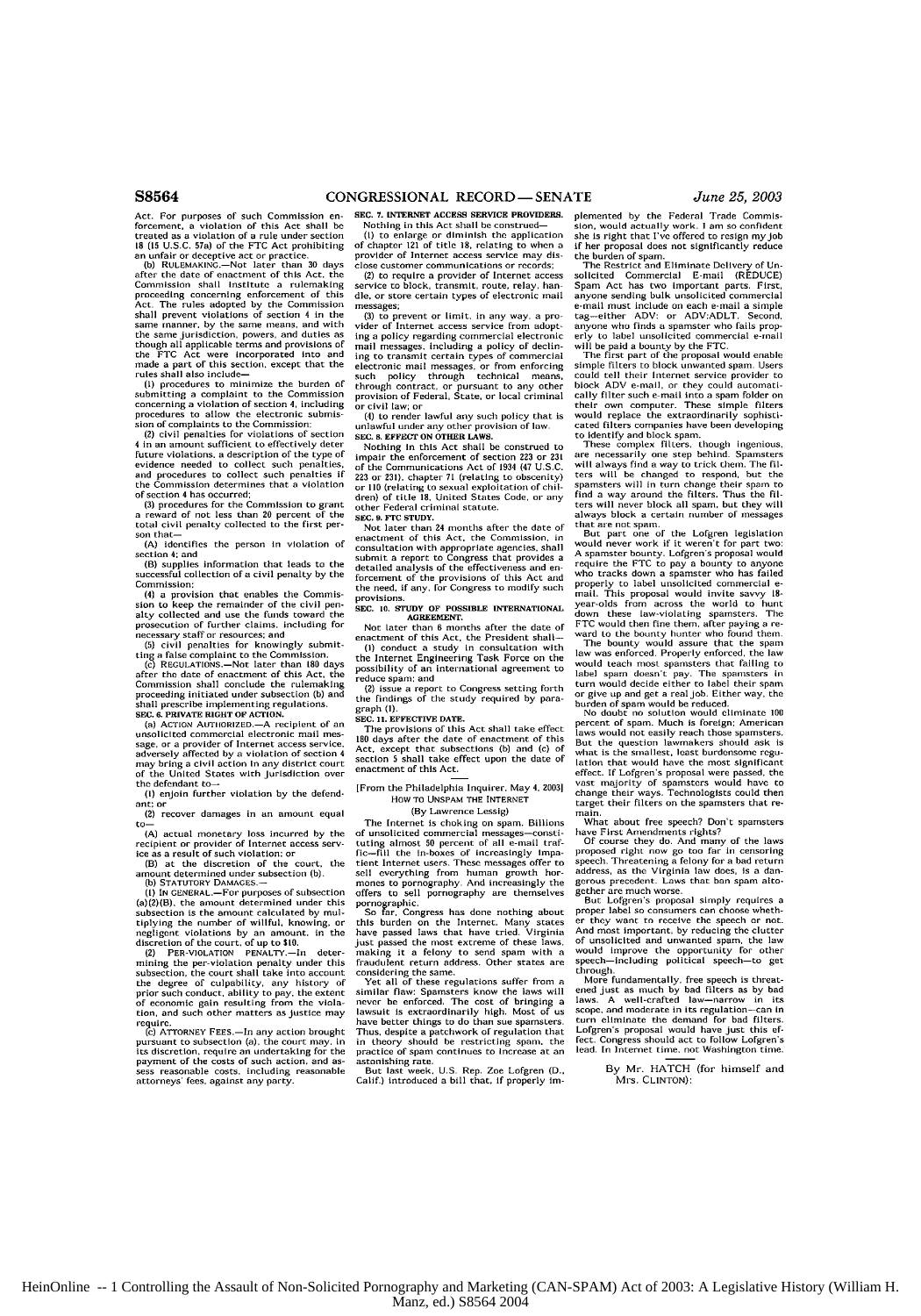Act. For purposes of such Commission enforcement, a violation of this Act shall be treated as a violation of a rule under section 18 (15 U.S.C. 57a) of the FTC Act prohibiting an unfair or deceptive act or practice.

(b) RULEMAKING.—Not later than 30 days after the date of enactment of this Act, the Commission shall institute a rulemaking proceeding concerning enforcement of this Act. The rules adopted by the Commission shall prevent violations of section 4 in the same manner, by the same means, and with the same jurisdiction, powers, and duties as though all applicable terms and provisions of the FTC Act were incorporated into and made a part of this section, except that the rules shall also include—

(1) procedures to minimize the burden of submitting a complaint to the Commission concerning a violation of section 4, including procedures to allow the electronic submission of complaints to the Commission;

(2) civil penalties for violations of section 4 in an amount sufficient to effectively deter future violations, a description of the type of evidence needed to collect such penalties, and procedures to collect such penalties if the Commission determines that a violation of section 4 has occurred;

(3) procedures for the Commission to grant a reward of not less than 20 percent of the total civil penalty collected to the first person that—

(A) identifies the person in violation of section 4; and

(B) supplies information that leads to the successful collection of a civil penalty by the Commission;

(4) a provision that enables the Commission to keep the remainder of the civil penalty collected and use the funds toward the prosecution of further claims, including for necessary staff or resources; and

(5) civil penalties for knowingly submitting a false complaint to the Commission.

(c) REGULATIONS.—Not later than 180 days after the date of enactment of this Act, the Commission shall conclude the rulemaking proceeding initiated under subsection (b) and shall prescribe implementing regulations.

**SEC. 6. PRIVATE RIGHT OF ACTION.**

(a) ACTION AUTHORIZED.—A recipient of an unsolicited commercial electronic mail message, or a provider of Internet access service, adversely affected by a violation of section 4 may bring a civil action in any district court of the United States with jurisdiction over the defendant to—

(1) enjoin further violation by the defendant; or

(2) recover damages in an amount equal to—

(A) actual monetary loss incurred by the recipient or provider of Internet access service as a result of such violation; or

(B) at the discretion of the court, the amount determined under subsection (b).

(b) STATUTORY DAMAGES.—

(1) IN GENERAL.—For purposes of subsection (a)(2)(B), the amount determined under this subsection is the amount calculated by multiplying the number of willful, knowing, or negligent violations by an amount, in the discretion of the court, of up to $10.

(2) PER-VIOLATION PENALTY.—In determining the per-violation penalty under this subsection, the court shall take into account the degree of culpability, any history of prior such conduct, ability to pay, the extent of economic gain resulting from the violation, and such other matters as justice may require.

(c) ATTORNEY FEES.—In any action brought pursuant to subsection (a), the court may, in its discretion, require an undertaking for the payment of the costs of such action, and assess reasonable costs, including reasonable attorneys' fees, against any party.

**SEC. 7. INTERNET ACCESS SERVICE PROVIDERS.**

Nothing in this Act shall be construed—

(1) to enlarge or diminish the application of chapter 121 of title 18, relating to when a provider of Internet access service may disclose customer communications or records;

(2) to require a provider of Internet access service to block, transmit, route, relay, handle, or store certain types of electronic mail messages;

(3) to prevent or limit, in any way, a provider of Internet access service from adopting a policy regarding commercial electronic mail messages, including a policy of declining to transmit certain types of commercial electronic mail messages, or from enforcing such policy through technical means, through contract, or pursuant to any other provision of Federal, State, or local criminal or civil law; or

(4) to render lawful any such policy that is unlawful under any other provision of law.

**SEC. 8. EFFECT ON OTHER LAWS.**

Nothing in this Act shall be construed to impair the enforcement of section 223 or 231 of the Communications Act of 1934 (47 U.S.C. 223 or 231), chapter 71 (relating to obscenity) or 110 (relating to sexual exploitation of children) of title 18, United States Code, or any other Federal criminal statute.

**SEC. 9. FTC STUDY.**

Not later than 24 months after the date of enactment of this Act, the Commission, in consultation with appropriate agencies, shall submit a report to Congress that provides a detailed analysis of the effectiveness and enforcement of the provisions of this Act and the need, if any, for Congress to modify such provisions.

**SEC. 10. STUDY OF POSSIBLE INTERNATIONAL AGREEMENT.**

Not later than 6 months after the date of enactment of this Act, the President shall—

(1) conduct a study in consultation with the Internet Engineering Task Force on the possibility of an international agreement to reduce spam; and

(2) issue a report to Congress setting forth the findings of the study required by paragraph (1).

**SEC. 11. EFFECTIVE DATE.**

The provisions of this Act shall take effect 180 days after the date of enactment of this Act, except that subsections (b) and (c) of section 5 shall take effect upon the date of enactment of this Act.

[From the Philadelphia Inquirer, May 4, 2003]

**HOW TO UNSPAM THE INTERNET**

(By Lawrence Lessig)

The Internet is choking on spam. Billions of unsolicited commercial messages—constituting almost 50 percent of all e-mail traffic—fill the in-boxes of increasingly impatient Internet users. These messages offer to sell everything from human growth hormones to pornography. And increasingly the offers to sell pornography are themselves pornographic.

So far, Congress has done nothing about this burden on the Internet. Many states have passed laws that have tried. Virginia just passed the most extreme of these laws, making it a felony to send spam with a fraudulent return address. Other states are considering the same.

Yet all of these regulations suffer from a similar flaw: Spammers know the laws will never be enforced. The cost of bringing a lawsuit is extraordinarily high. Most of us have better things to do than sue spammers. Thus, despite a patchwork of regulation that in theory should be restricting spam, the practice of spam continues to increase at an astonishing rate.

But last week, U.S. Rep. Zoe Lofgren (D., Calif.) introduced a bill that, if properly implemented by the Federal Trade Commission, would actually work. I am so confident she is right that I've offered to resign my job if her proposal does not significantly reduce the burden of spam.

The Restrict and Eliminate Delivery of Unsolicited Commercial E-mail (REDUCE) Spam Act has two important parts. First, anyone sending bulk unsolicited commercial e-mail must include on each e-mail a simple tag—either ADV: or ADV:ADLT. Second, anyone who finds a spammer who fails properly to label unsolicited commercial e-mail will be paid a bounty by the FTC.

The first part of the proposal would enable simple filters to block unwanted spam. Users could tell their Internet service provider to block ADV e-mail, or they could automatically filter such e-mail into a spam folder on their own computer. These simple filters would replace the extraordinarily sophisticated filters companies have been developing to identify and block spam.

These complex filters, though ingenious, are necessarily one step behind. Spammers will always find a way to trick them. The filters will be changed to respond, but the spammers will in turn change their spam to find a way around the filters. Thus the filters will never block all spam, but they will always block a certain number of messages that are not spam.

But part one of the Lofgren legislation would never work if it weren't for part two: A spammer bounty. Lofgren's proposal would require the FTC to pay a bounty to anyone who tracks down a spammer who has failed properly to label unsolicited commercial e-mail. This proposal would invite savvy 18-year-olds from across the world to hunt down these law-violating spammers. The FTC would then fine them, after paying a reward to the bounty hunter who found them.

The bounty would assure that the spam law was enforced. Properly enforced, the law would teach most spammers that failing to label spam doesn't pay. The spammers in turn would decide either to label their spam or give up and get a real job. Either way, the burden of spam would be reduced.

No doubt no solution would eliminate 100 percent of spam. Much is foreign; American laws would not easily reach those spammers. But the question lawmakers should ask is what is the smallest, least burdensome regulation that would have the most significant effect. If Lofgren's proposal were passed, the vast majority of spammers would have to change their ways. Technologists could then target their filters on the spammers that remain.

What about free speech? Don't spammers have First Amendments rights?

Of course they do. And many of the laws proposed right now go too far in censoring speech. Threatening a felony for a bad return address, as the Virginia law does, is a dangerous precedent. Laws that ban spam altogether are much worse.

But Lofgren's proposal simply requires a proper label so consumers can choose whether they want to receive the speech or not. And most important, by reducing the clutter of unsolicited and unwanted spam, the law would improve the opportunity for other speech—including political speech—to get through.

More fundamentally, free speech is threatened just as much by bad filters as by bad laws. A well-crafted law—narrow in its scope, and moderate in its regulation—can in turn eliminate the demand for bad filters. Lofgren's proposal would have just this effect. Congress should act to follow Lofgren's lead. In Internet time, not Washington time.

By Mr. HATCH (for himself and Mrs. CLINTON):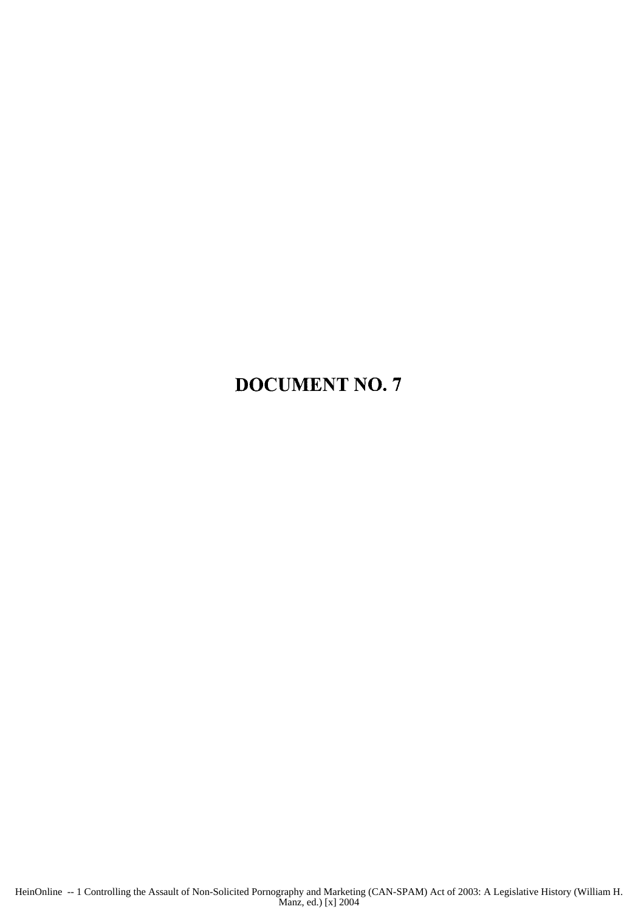# DOCUMENT NO. 7